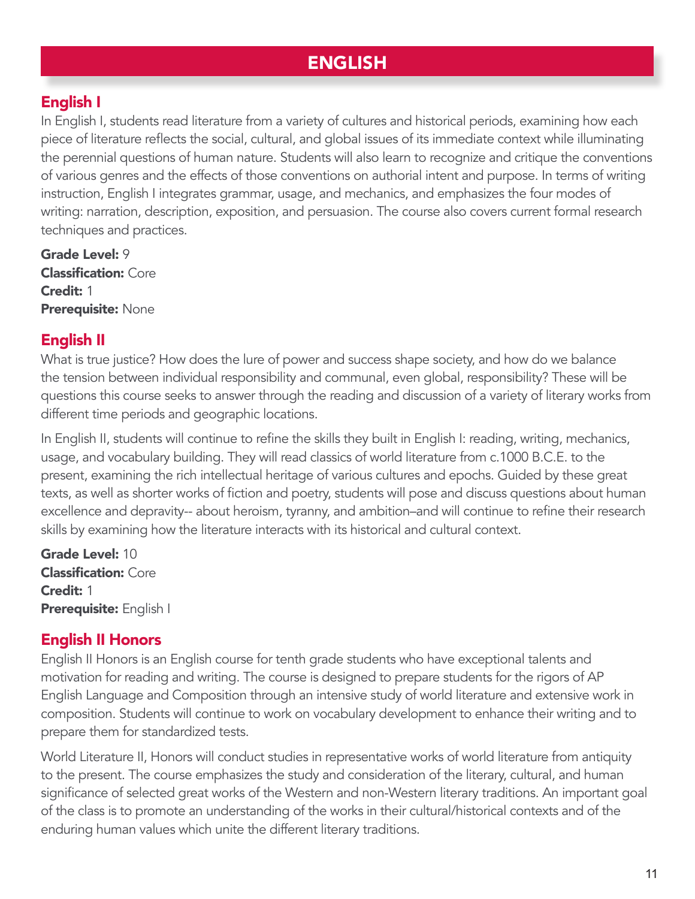# ENGLISH

## English I

In English I, students read literature from a variety of cultures and historical periods, examining how each piece of literature reflects the social, cultural, and global issues of its immediate context while illuminating the perennial questions of human nature. Students will also learn to recognize and critique the conventions of various genres and the effects of those conventions on authorial intent and purpose. In terms of writing instruction, English I integrates grammar, usage, and mechanics, and emphasizes the four modes of writing: narration, description, exposition, and persuasion. The course also covers current formal research techniques and practices.

**Grade Level:** 9
**Classification:** Core
**Credit:** 1
**Prerequisite:** None

## English II

What is true justice? How does the lure of power and success shape society, and how do we balance the tension between individual responsibility and communal, even global, responsibility? These will be questions this course seeks to answer through the reading and discussion of a variety of literary works from different time periods and geographic locations.

In English II, students will continue to refine the skills they built in English I: reading, writing, mechanics, usage, and vocabulary building. They will read classics of world literature from c.1000 B.C.E. to the present, examining the rich intellectual heritage of various cultures and epochs. Guided by these great texts, as well as shorter works of fiction and poetry, students will pose and discuss questions about human excellence and depravity-- about heroism, tyranny, and ambition–and will continue to refine their research skills by examining how the literature interacts with its historical and cultural context.

**Grade Level:** 10
**Classification:** Core
**Credit:** 1
**Prerequisite:** English I

## English II Honors

English II Honors is an English course for tenth grade students who have exceptional talents and motivation for reading and writing. The course is designed to prepare students for the rigors of AP English Language and Composition through an intensive study of world literature and extensive work in composition. Students will continue to work on vocabulary development to enhance their writing and to prepare them for standardized tests.

World Literature II, Honors will conduct studies in representative works of world literature from antiquity to the present. The course emphasizes the study and consideration of the literary, cultural, and human significance of selected great works of the Western and non-Western literary traditions. An important goal of the class is to promote an understanding of the works in their cultural/historical contexts and of the enduring human values which unite the different literary traditions.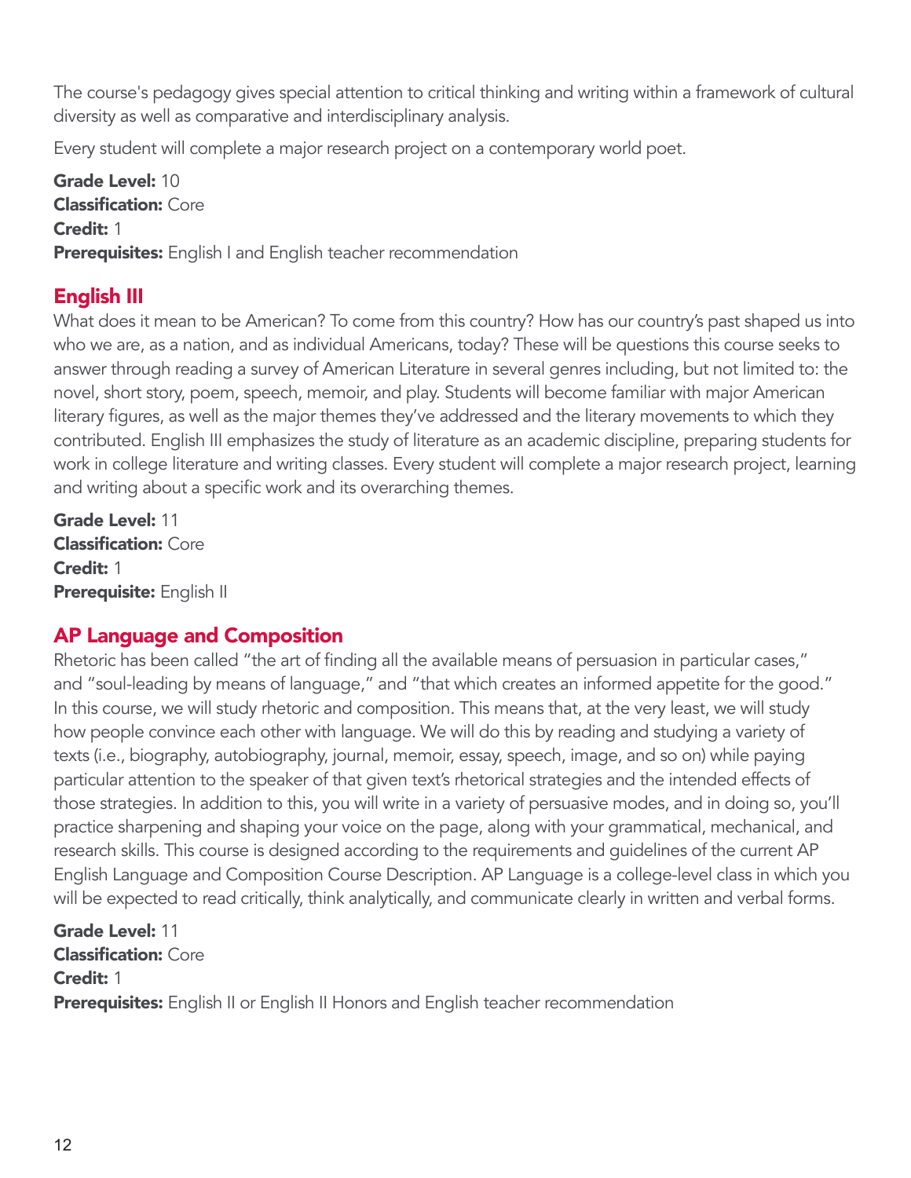The course's pedagogy gives special attention to critical thinking and writing within a framework of cultural diversity as well as comparative and interdisciplinary analysis.

Every student will complete a major research project on a contemporary world poet.

**Grade Level:** 10
**Classification:** Core
**Credit:** 1
**Prerequisites:** English I and English teacher recommendation

## English III

What does it mean to be American? To come from this country? How has our country's past shaped us into who we are, as a nation, and as individual Americans, today? These will be questions this course seeks to answer through reading a survey of American Literature in several genres including, but not limited to: the novel, short story, poem, speech, memoir, and play. Students will become familiar with major American literary figures, as well as the major themes they've addressed and the literary movements to which they contributed. English III emphasizes the study of literature as an academic discipline, preparing students for work in college literature and writing classes. Every student will complete a major research project, learning and writing about a specific work and its overarching themes.

**Grade Level:** 11
**Classification:** Core
**Credit:** 1
**Prerequisite:** English II

## AP Language and Composition

Rhetoric has been called "the art of finding all the available means of persuasion in particular cases," and "soul-leading by means of language," and "that which creates an informed appetite for the good." In this course, we will study rhetoric and composition. This means that, at the very least, we will study how people convince each other with language. We will do this by reading and studying a variety of texts (i.e., biography, autobiography, journal, memoir, essay, speech, image, and so on) while paying particular attention to the speaker of that given text's rhetorical strategies and the intended effects of those strategies. In addition to this, you will write in a variety of persuasive modes, and in doing so, you'll practice sharpening and shaping your voice on the page, along with your grammatical, mechanical, and research skills. This course is designed according to the requirements and guidelines of the current AP English Language and Composition Course Description. AP Language is a college-level class in which you will be expected to read critically, think analytically, and communicate clearly in written and verbal forms.

**Grade Level:** 11
**Classification:** Core
**Credit:** 1
**Prerequisites:** English II or English II Honors and English teacher recommendation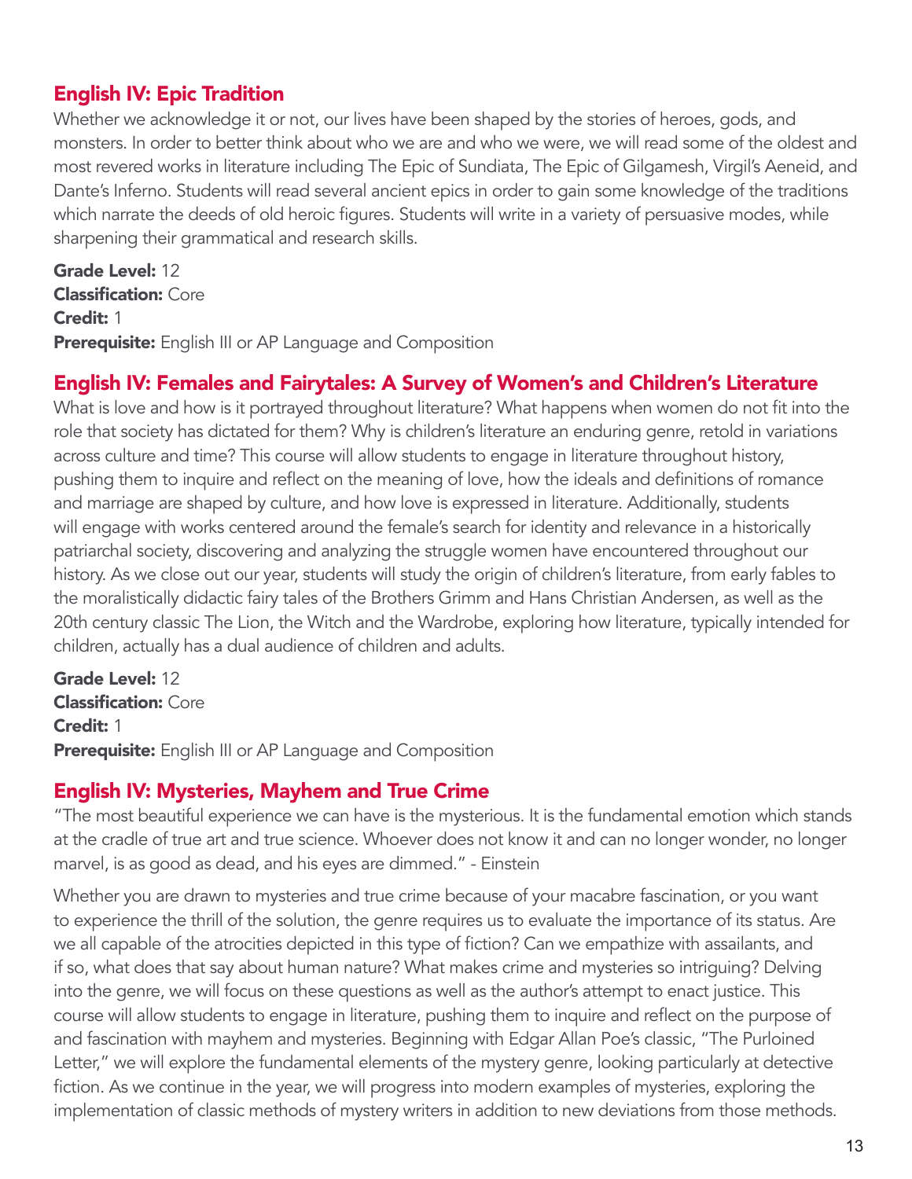## English IV: Epic Tradition

Whether we acknowledge it or not, our lives have been shaped by the stories of heroes, gods, and monsters. In order to better think about who we are and who we were, we will read some of the oldest and most revered works in literature including The Epic of Sundiata, The Epic of Gilgamesh, Virgil's Aeneid, and Dante's Inferno. Students will read several ancient epics in order to gain some knowledge of the traditions which narrate the deeds of old heroic figures. Students will write in a variety of persuasive modes, while sharpening their grammatical and research skills.

**Grade Level:** 12
**Classification:** Core
**Credit:** 1
**Prerequisite:** English III or AP Language and Composition

## English IV: Females and Fairytales: A Survey of Women's and Children's Literature

What is love and how is it portrayed throughout literature? What happens when women do not fit into the role that society has dictated for them? Why is children's literature an enduring genre, retold in variations across culture and time? This course will allow students to engage in literature throughout history, pushing them to inquire and reflect on the meaning of love, how the ideals and definitions of romance and marriage are shaped by culture, and how love is expressed in literature. Additionally, students will engage with works centered around the female's search for identity and relevance in a historically patriarchal society, discovering and analyzing the struggle women have encountered throughout our history. As we close out our year, students will study the origin of children's literature, from early fables to the moralistically didactic fairy tales of the Brothers Grimm and Hans Christian Andersen, as well as the 20th century classic The Lion, the Witch and the Wardrobe, exploring how literature, typically intended for children, actually has a dual audience of children and adults.

**Grade Level:** 12
**Classification:** Core
**Credit:** 1
**Prerequisite:** English III or AP Language and Composition

## English IV: Mysteries, Mayhem and True Crime

"The most beautiful experience we can have is the mysterious. It is the fundamental emotion which stands at the cradle of true art and true science. Whoever does not know it and can no longer wonder, no longer marvel, is as good as dead, and his eyes are dimmed." - Einstein

Whether you are drawn to mysteries and true crime because of your macabre fascination, or you want to experience the thrill of the solution, the genre requires us to evaluate the importance of its status. Are we all capable of the atrocities depicted in this type of fiction? Can we empathize with assailants, and if so, what does that say about human nature? What makes crime and mysteries so intriguing? Delving into the genre, we will focus on these questions as well as the author's attempt to enact justice. This course will allow students to engage in literature, pushing them to inquire and reflect on the purpose of and fascination with mayhem and mysteries. Beginning with Edgar Allan Poe's classic, "The Purloined Letter," we will explore the fundamental elements of the mystery genre, looking particularly at detective fiction. As we continue in the year, we will progress into modern examples of mysteries, exploring the implementation of classic methods of mystery writers in addition to new deviations from those methods.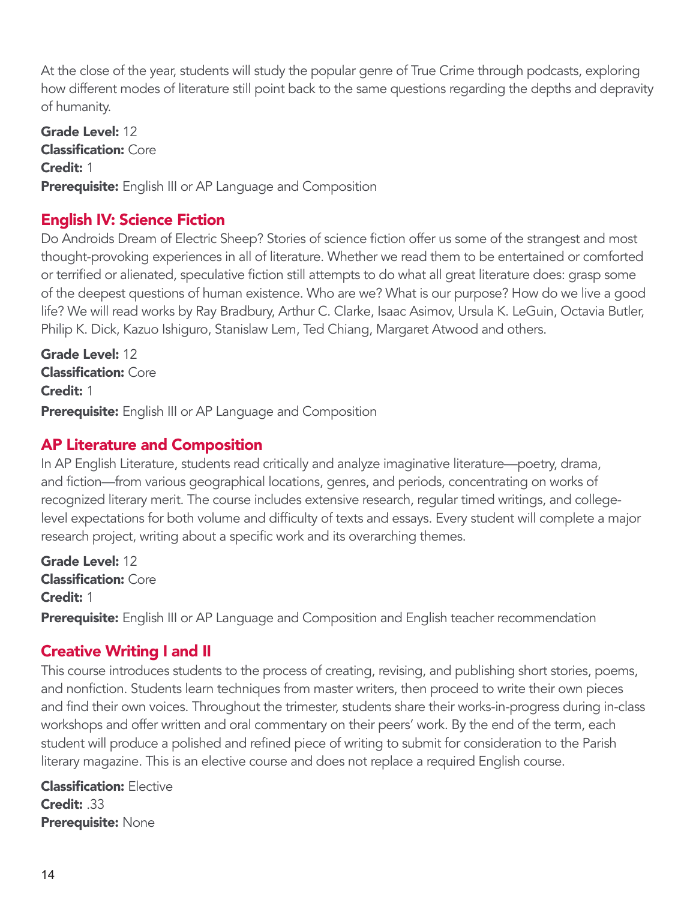At the close of the year, students will study the popular genre of True Crime through podcasts, exploring how different modes of literature still point back to the same questions regarding the depths and depravity of humanity.

**Grade Level:** 12
**Classification:** Core
**Credit:** 1
**Prerequisite:** English III or AP Language and Composition

## English IV: Science Fiction

Do Androids Dream of Electric Sheep? Stories of science fiction offer us some of the strangest and most thought-provoking experiences in all of literature. Whether we read them to be entertained or comforted or terrified or alienated, speculative fiction still attempts to do what all great literature does: grasp some of the deepest questions of human existence. Who are we? What is our purpose? How do we live a good life? We will read works by Ray Bradbury, Arthur C. Clarke, Isaac Asimov, Ursula K. LeGuin, Octavia Butler, Philip K. Dick, Kazuo Ishiguro, Stanislaw Lem, Ted Chiang, Margaret Atwood and others.

**Grade Level:** 12
**Classification:** Core
**Credit:** 1
**Prerequisite:** English III or AP Language and Composition

## AP Literature and Composition

In AP English Literature, students read critically and analyze imaginative literature—poetry, drama, and fiction—from various geographical locations, genres, and periods, concentrating on works of recognized literary merit. The course includes extensive research, regular timed writings, and college-level expectations for both volume and difficulty of texts and essays. Every student will complete a major research project, writing about a specific work and its overarching themes.

**Grade Level:** 12
**Classification:** Core
**Credit:** 1
**Prerequisite:** English III or AP Language and Composition and English teacher recommendation

## Creative Writing I and II

This course introduces students to the process of creating, revising, and publishing short stories, poems, and nonfiction. Students learn techniques from master writers, then proceed to write their own pieces and find their own voices. Throughout the trimester, students share their works-in-progress during in-class workshops and offer written and oral commentary on their peers' work. By the end of the term, each student will produce a polished and refined piece of writing to submit for consideration to the Parish literary magazine. This is an elective course and does not replace a required English course.

**Classification:** Elective
**Credit:** .33
**Prerequisite:** None